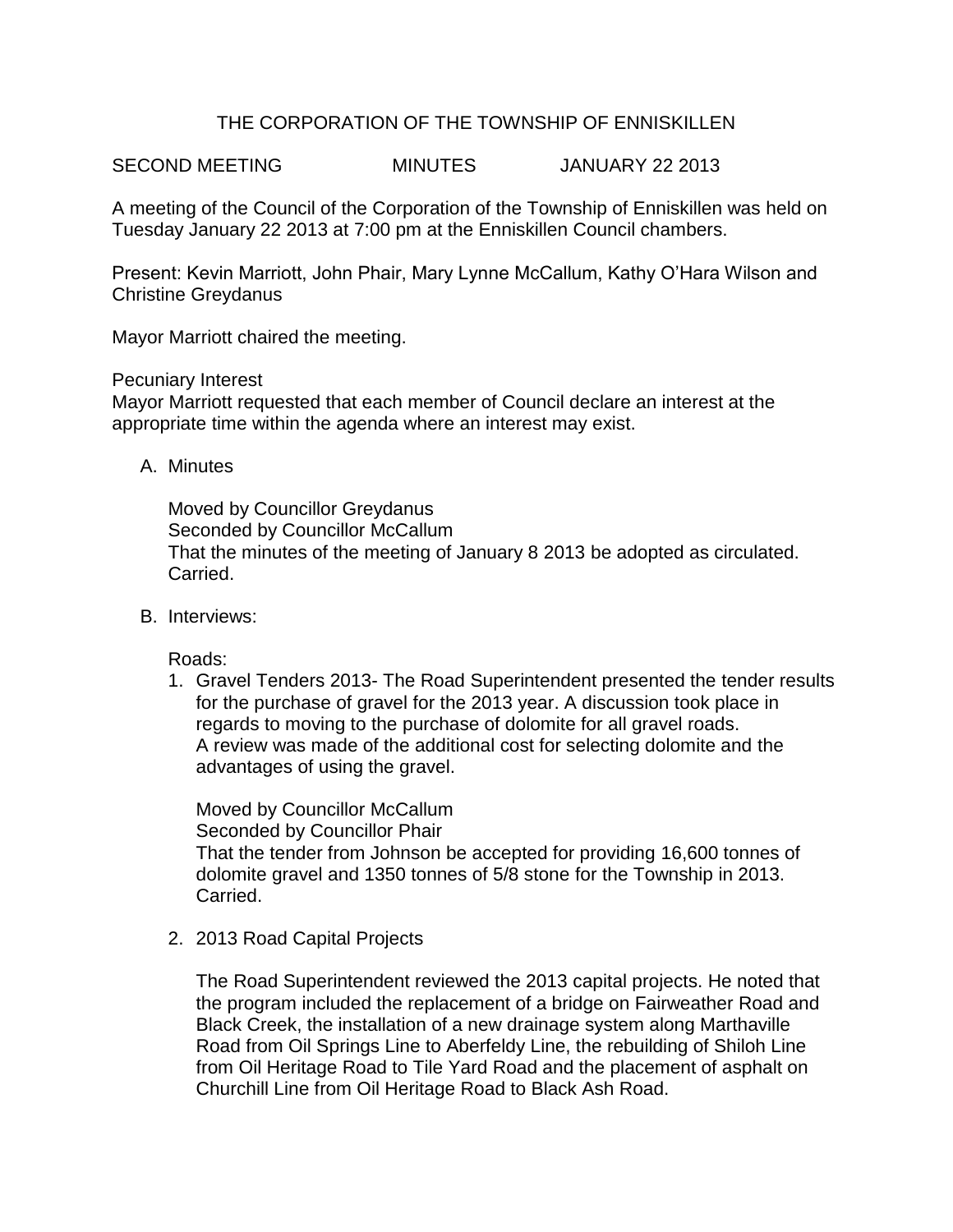# THE CORPORATION OF THE TOWNSHIP OF ENNISKILLEN

SECOND MEETING MINUTES JANUARY 22 2013

A meeting of the Council of the Corporation of the Township of Enniskillen was held on Tuesday January 22 2013 at 7:00 pm at the Enniskillen Council chambers.

Present: Kevin Marriott, John Phair, Mary Lynne McCallum, Kathy O'Hara Wilson and Christine Greydanus

Mayor Marriott chaired the meeting.

Pecuniary Interest

Mayor Marriott requested that each member of Council declare an interest at the appropriate time within the agenda where an interest may exist.

A. Minutes

   Moved by Councillor Greydanus
   Seconded by Councillor McCallum
   That the minutes of the meeting of January 8 2013 be adopted as circulated.
   Carried.

B. Interviews:

   Roads:

   1. Gravel Tenders 2013- The Road Superintendent presented the tender results for the purchase of gravel for the 2013 year. A discussion took place in regards to moving to the purchase of dolomite for all gravel roads. A review was made of the additional cost for selecting dolomite and the advantages of using the gravel.

      Moved by Councillor McCallum
      Seconded by Councillor Phair
      That the tender from Johnson be accepted for providing 16,600 tonnes of dolomite gravel and 1350 tonnes of 5/8 stone for the Township in 2013.
      Carried.

   2. 2013 Road Capital Projects

      The Road Superintendent reviewed the 2013 capital projects. He noted that the program included the replacement of a bridge on Fairweather Road and Black Creek, the installation of a new drainage system along Marthaville Road from Oil Springs Line to Aberfeldy Line, the rebuilding of Shiloh Line from Oil Heritage Road to Tile Yard Road and the placement of asphalt on Churchill Line from Oil Heritage Road to Black Ash Road.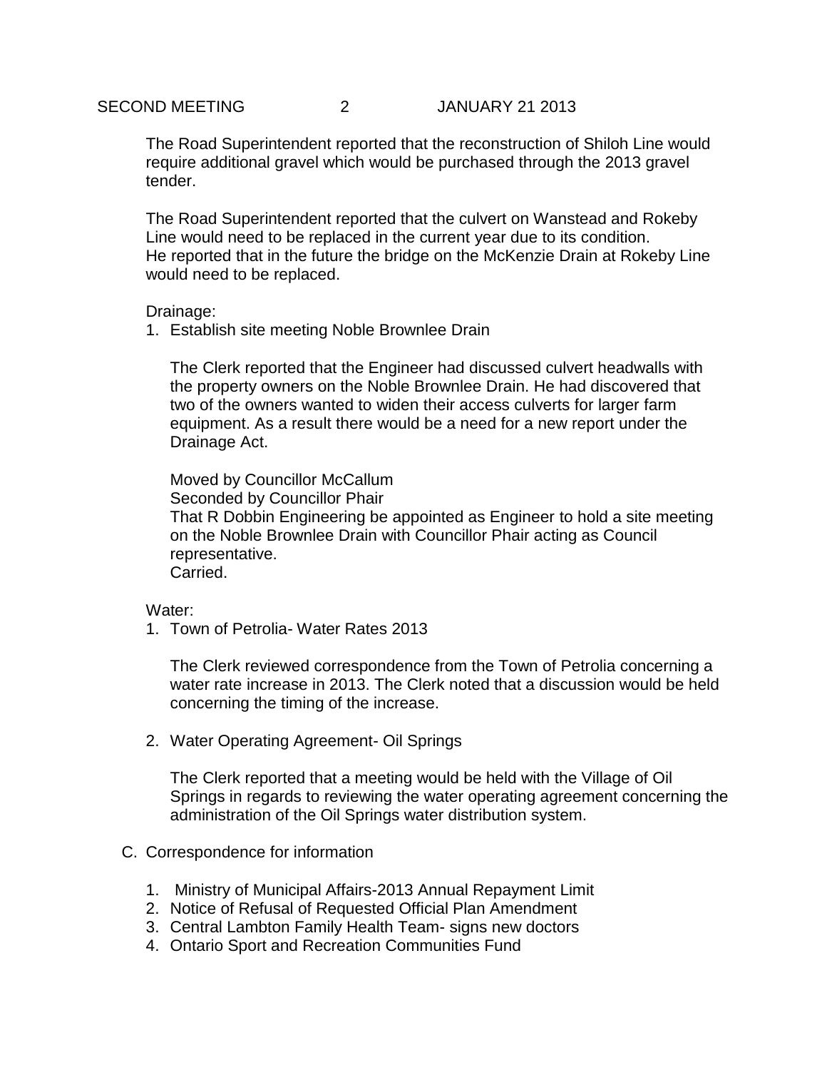The Road Superintendent reported that the reconstruction of Shiloh Line would require additional gravel which would be purchased through the 2013 gravel tender.

The Road Superintendent reported that the culvert on Wanstead and Rokeby Line would need to be replaced in the current year due to its condition. He reported that in the future the bridge on the McKenzie Drain at Rokeby Line would need to be replaced.

Drainage:

1. Establish site meeting Noble Brownlee Drain

   The Clerk reported that the Engineer had discussed culvert headwalls with the property owners on the Noble Brownlee Drain. He had discovered that two of the owners wanted to widen their access culverts for larger farm equipment. As a result there would be a need for a new report under the Drainage Act.

   Moved by Councillor McCallum
   Seconded by Councillor Phair
   That R Dobbin Engineering be appointed as Engineer to hold a site meeting on the Noble Brownlee Drain with Councillor Phair acting as Council representative.
   Carried.

Water:

1. Town of Petrolia- Water Rates 2013

   The Clerk reviewed correspondence from the Town of Petrolia concerning a water rate increase in 2013. The Clerk noted that a discussion would be held concerning the timing of the increase.

2. Water Operating Agreement- Oil Springs

   The Clerk reported that a meeting would be held with the Village of Oil Springs in regards to reviewing the water operating agreement concerning the administration of the Oil Springs water distribution system.

C. Correspondence for information

1. Ministry of Municipal Affairs-2013 Annual Repayment Limit
2. Notice of Refusal of Requested Official Plan Amendment
3. Central Lambton Family Health Team- signs new doctors
4. Ontario Sport and Recreation Communities Fund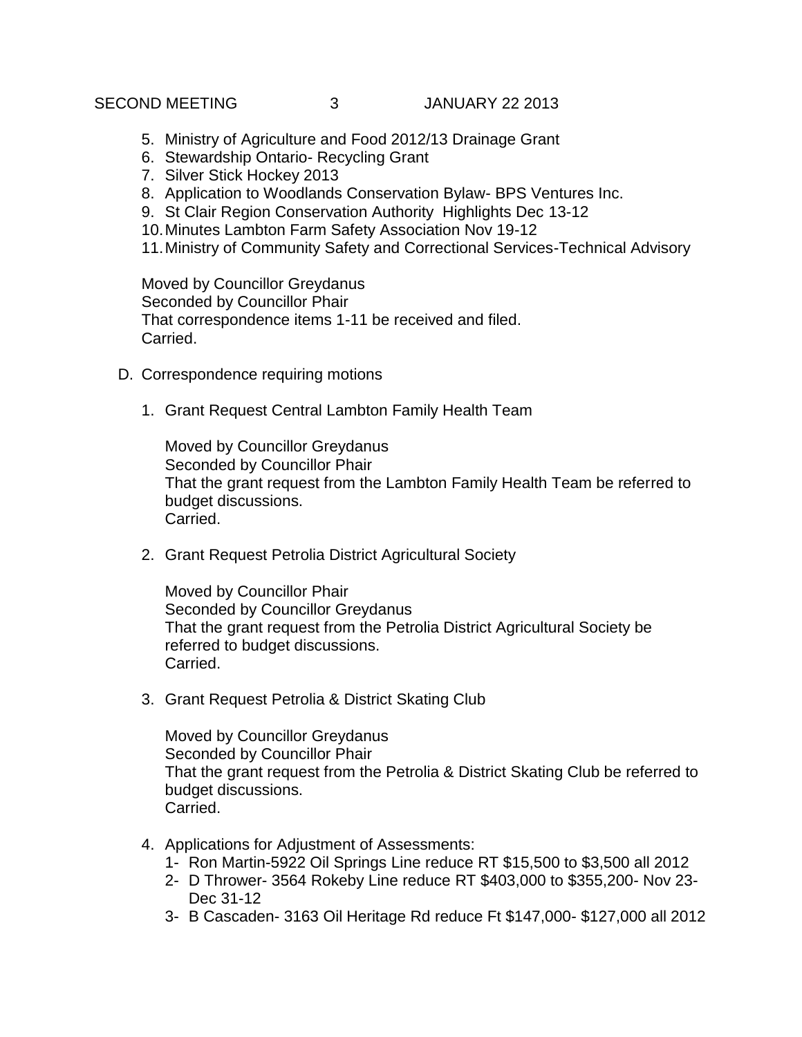5. Ministry of Agriculture and Food 2012/13 Drainage Grant
6. Stewardship Ontario- Recycling Grant
7. Silver Stick Hockey 2013
8. Application to Woodlands Conservation Bylaw- BPS Ventures Inc.
9. St Clair Region Conservation Authority Highlights Dec 13-12
10. Minutes Lambton Farm Safety Association Nov 19-12
11. Ministry of Community Safety and Correctional Services-Technical Advisory

Moved by Councillor Greydanus
Seconded by Councillor Phair
That correspondence items 1-11 be received and filed.
Carried.

D. Correspondence requiring motions

1. Grant Request Central Lambton Family Health Team

   Moved by Councillor Greydanus
   Seconded by Councillor Phair
   That the grant request from the Lambton Family Health Team be referred to budget discussions.
   Carried.

2. Grant Request Petrolia District Agricultural Society

   Moved by Councillor Phair
   Seconded by Councillor Greydanus
   That the grant request from the Petrolia District Agricultural Society be referred to budget discussions.
   Carried.

3. Grant Request Petrolia & District Skating Club

   Moved by Councillor Greydanus
   Seconded by Councillor Phair
   That the grant request from the Petrolia & District Skating Club be referred to budget discussions.
   Carried.

4. Applications for Adjustment of Assessments:
   1- Ron Martin-5922 Oil Springs Line reduce RT $15,500 to $3,500 all 2012
   2- D Thrower- 3564 Rokeby Line reduce RT $403,000 to $355,200- Nov 23-Dec 31-12
   3- B Cascaden- 3163 Oil Heritage Rd reduce Ft $147,000- $127,000 all 2012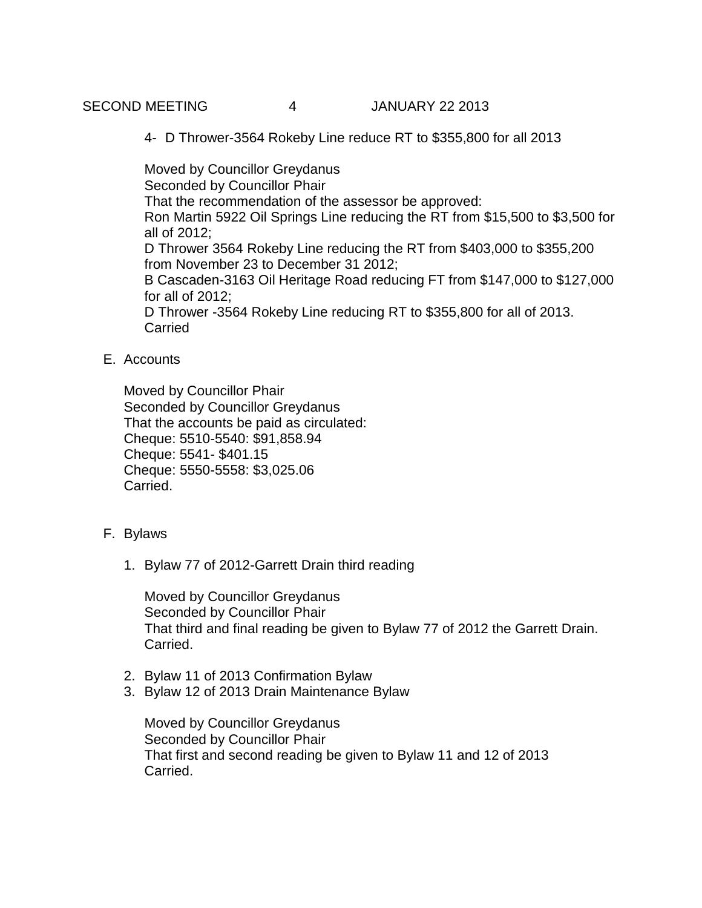4- D Thrower-3564 Rokeby Line reduce RT to $355,800 for all 2013

Moved by Councillor Greydanus
Seconded by Councillor Phair
That the recommendation of the assessor be approved:
Ron Martin 5922 Oil Springs Line reducing the RT from $15,500 to $3,500 for all of 2012;
D Thrower 3564 Rokeby Line reducing the RT from $403,000 to $355,200 from November 23 to December 31 2012;
B Cascaden-3163 Oil Heritage Road reducing FT from $147,000 to $127,000 for all of 2012;
D Thrower -3564 Rokeby Line reducing RT to $355,800 for all of 2013.
Carried

E. Accounts

Moved by Councillor Phair
Seconded by Councillor Greydanus
That the accounts be paid as circulated:
Cheque: 5510-5540: $91,858.94
Cheque: 5541- $401.15
Cheque: 5550-5558: $3,025.06
Carried.

F. Bylaws

1. Bylaw 77 of 2012-Garrett Drain third reading

   Moved by Councillor Greydanus
   Seconded by Councillor Phair
   That third and final reading be given to Bylaw 77 of 2012 the Garrett Drain.
   Carried.

2. Bylaw 11 of 2013 Confirmation Bylaw
3. Bylaw 12 of 2013 Drain Maintenance Bylaw

   Moved by Councillor Greydanus
   Seconded by Councillor Phair
   That first and second reading be given to Bylaw 11 and 12 of 2013
   Carried.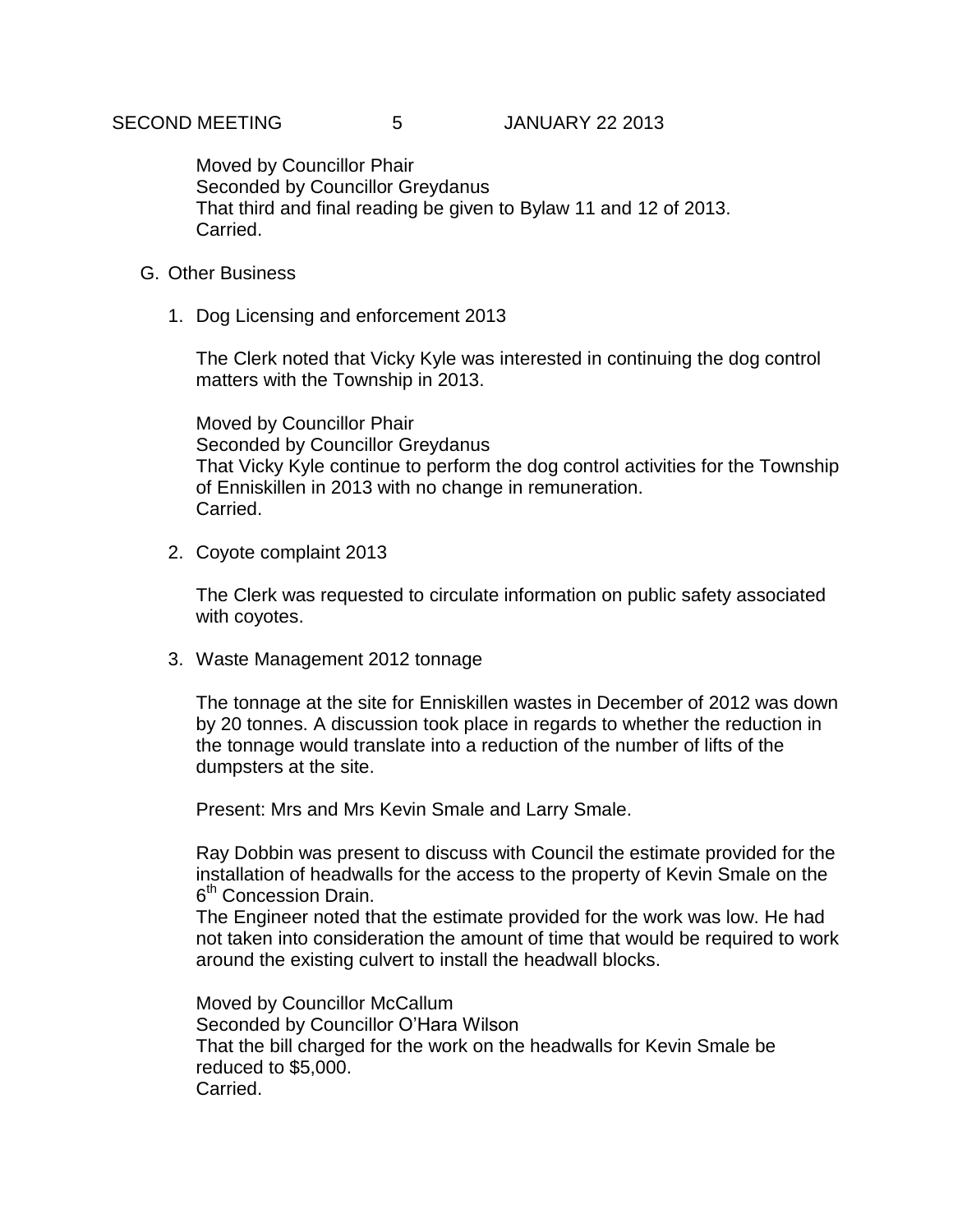Moved by Councillor Phair
Seconded by Councillor Greydanus
That third and final reading be given to Bylaw 11 and 12 of 2013.
Carried.

G. Other Business

1. Dog Licensing and enforcement 2013

   The Clerk noted that Vicky Kyle was interested in continuing the dog control matters with the Township in 2013.

   Moved by Councillor Phair
   Seconded by Councillor Greydanus
   That Vicky Kyle continue to perform the dog control activities for the Township of Enniskillen in 2013 with no change in remuneration.
   Carried.

2. Coyote complaint 2013

   The Clerk was requested to circulate information on public safety associated with coyotes.

3. Waste Management 2012 tonnage

   The tonnage at the site for Enniskillen wastes in December of 2012 was down by 20 tonnes. A discussion took place in regards to whether the reduction in the tonnage would translate into a reduction of the number of lifts of the dumpsters at the site.

   Present: Mrs and Mrs Kevin Smale and Larry Smale.

   Ray Dobbin was present to discuss with Council the estimate provided for the installation of headwalls for the access to the property of Kevin Smale on the 6th Concession Drain.
   The Engineer noted that the estimate provided for the work was low. He had not taken into consideration the amount of time that would be required to work around the existing culvert to install the headwall blocks.

   Moved by Councillor McCallum
   Seconded by Councillor O'Hara Wilson
   That the bill charged for the work on the headwalls for Kevin Smale be reduced to $5,000.
   Carried.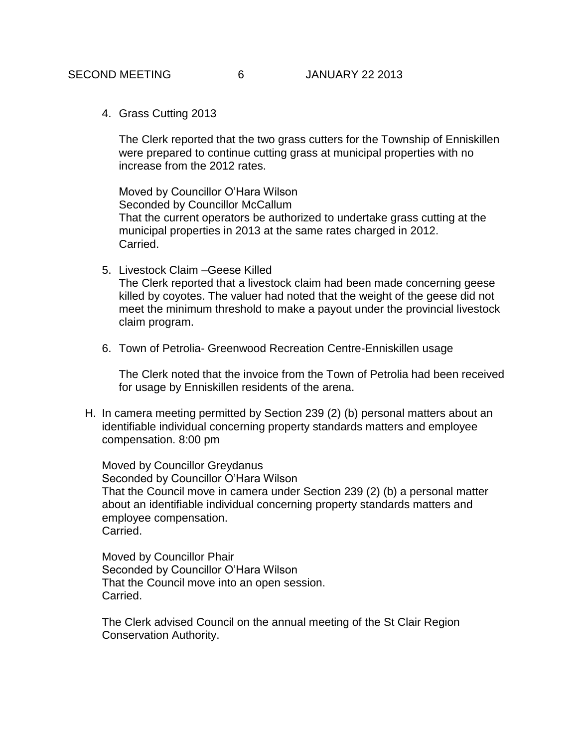4. Grass Cutting 2013

   The Clerk reported that the two grass cutters for the Township of Enniskillen were prepared to continue cutting grass at municipal properties with no increase from the 2012 rates.

   Moved by Councillor O'Hara Wilson
   Seconded by Councillor McCallum
   That the current operators be authorized to undertake grass cutting at the municipal properties in 2013 at the same rates charged in 2012.
   Carried.

5. Livestock Claim –Geese Killed
   The Clerk reported that a livestock claim had been made concerning geese killed by coyotes. The valuer had noted that the weight of the geese did not meet the minimum threshold to make a payout under the provincial livestock claim program.

6. Town of Petrolia- Greenwood Recreation Centre-Enniskillen usage

   The Clerk noted that the invoice from the Town of Petrolia had been received for usage by Enniskillen residents of the arena.

H. In camera meeting permitted by Section 239 (2) (b) personal matters about an identifiable individual concerning property standards matters and employee compensation. 8:00 pm

   Moved by Councillor Greydanus
   Seconded by Councillor O'Hara Wilson
   That the Council move in camera under Section 239 (2) (b) a personal matter about an identifiable individual concerning property standards matters and employee compensation.
   Carried.

   Moved by Councillor Phair
   Seconded by Councillor O'Hara Wilson
   That the Council move into an open session.
   Carried.

   The Clerk advised Council on the annual meeting of the St Clair Region Conservation Authority.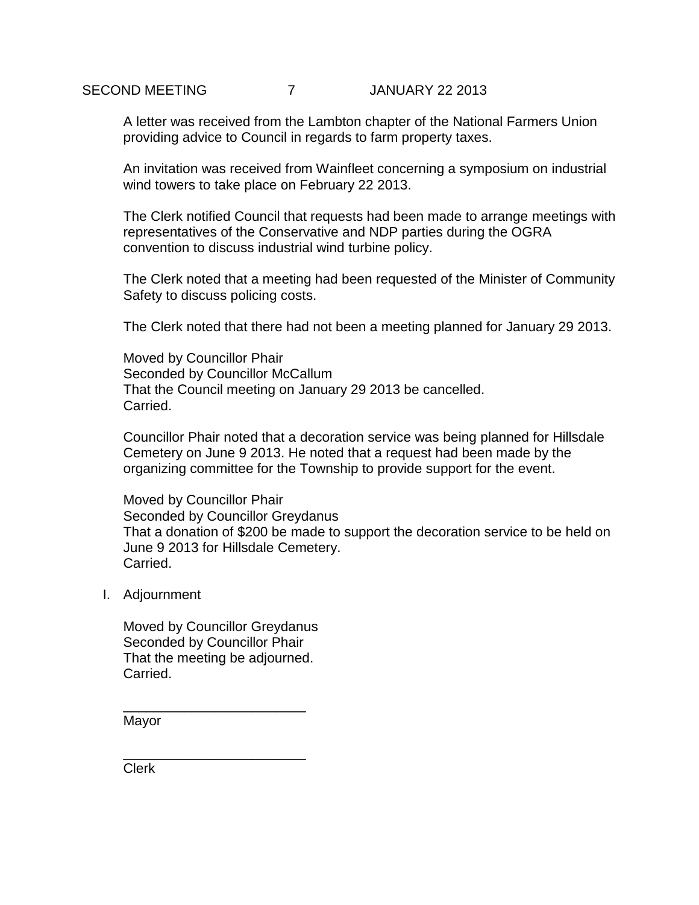A letter was received from the Lambton chapter of the National Farmers Union providing advice to Council in regards to farm property taxes.

An invitation was received from Wainfleet concerning a symposium on industrial wind towers to take place on February 22 2013.

The Clerk notified Council that requests had been made to arrange meetings with representatives of the Conservative and NDP parties during the OGRA convention to discuss industrial wind turbine policy.

The Clerk noted that a meeting had been requested of the Minister of Community Safety to discuss policing costs.

The Clerk noted that there had not been a meeting planned for January 29 2013.

Moved by Councillor Phair  
Seconded by Councillor McCallum  
That the Council meeting on January 29 2013 be cancelled.  
Carried.

Councillor Phair noted that a decoration service was being planned for Hillsdale Cemetery on June 9 2013. He noted that a request had been made by the organizing committee for the Township to provide support for the event.

Moved by Councillor Phair  
Seconded by Councillor Greydanus  
That a donation of $200 be made to support the decoration service to be held on June 9 2013 for Hillsdale Cemetery.  
Carried.

I. Adjournment

Moved by Councillor Greydanus  
Seconded by Councillor Phair  
That the meeting be adjourned.  
Carried.

\_\_\_\_\_\_\_\_\_\_\_\_\_\_\_\_\_\_\_\_\_\_\_\_  
Mayor

\_\_\_\_\_\_\_\_\_\_\_\_\_\_\_\_\_\_\_\_\_\_\_\_  
Clerk